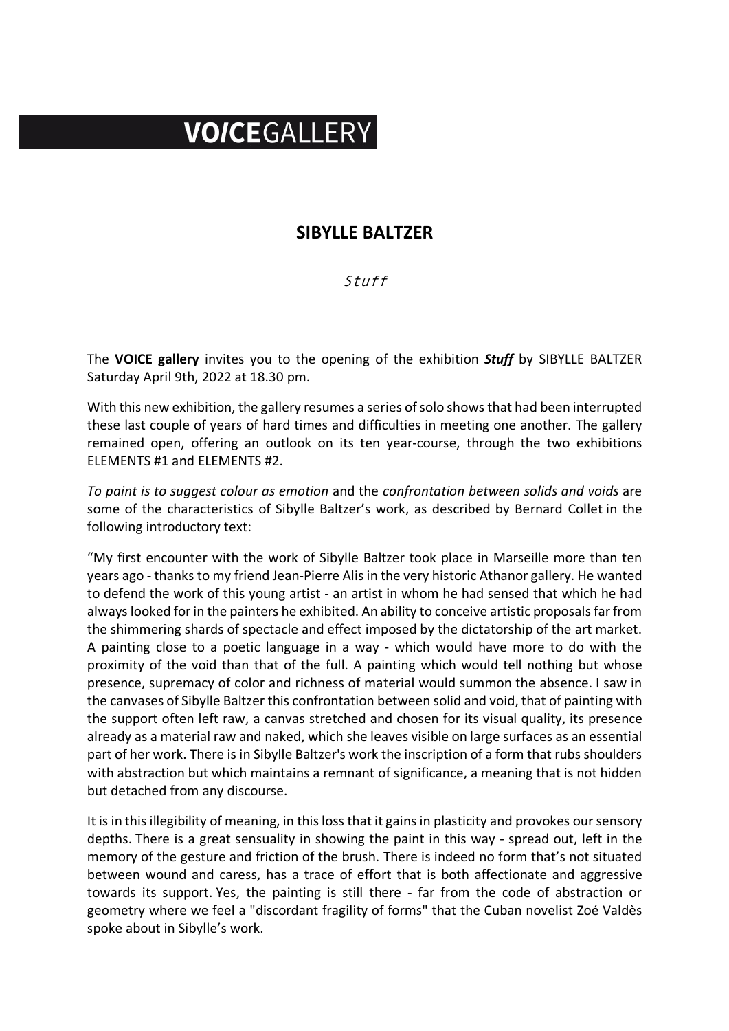# **VOICE**GALLERY

## SIBYLLE BALTZER

*Stuff*

The **VOICE gallery** invites you to the opening of the exhibition ***Stuff*** by SIBYLLE BALTZER Saturday April 9th, 2022 at 18.30 pm.

With this new exhibition, the gallery resumes a series of solo shows that had been interrupted these last couple of years of hard times and difficulties in meeting one another. The gallery remained open, offering an outlook on its ten year-course, through the two exhibitions ELEMENTS #1 and ELEMENTS #2.

*To paint is to suggest colour as emotion* and the *confrontation between solids and voids* are some of the characteristics of Sibylle Baltzer's work, as described by Bernard Collet in the following introductory text:

"My first encounter with the work of Sibylle Baltzer took place in Marseille more than ten years ago - thanks to my friend Jean-Pierre Alis in the very historic Athanor gallery. He wanted to defend the work of this young artist - an artist in whom he had sensed that which he had always looked for in the painters he exhibited. An ability to conceive artistic proposals far from the shimmering shards of spectacle and effect imposed by the dictatorship of the art market. A painting close to a poetic language in a way - which would have more to do with the proximity of the void than that of the full. A painting which would tell nothing but whose presence, supremacy of color and richness of material would summon the absence. I saw in the canvases of Sibylle Baltzer this confrontation between solid and void, that of painting with the support often left raw, a canvas stretched and chosen for its visual quality, its presence already as a material raw and naked, which she leaves visible on large surfaces as an essential part of her work. There is in Sibylle Baltzer's work the inscription of a form that rubs shoulders with abstraction but which maintains a remnant of significance, a meaning that is not hidden but detached from any discourse.

It is in this illegibility of meaning, in this loss that it gains in plasticity and provokes our sensory depths. There is a great sensuality in showing the paint in this way - spread out, left in the memory of the gesture and friction of the brush. There is indeed no form that's not situated between wound and caress, has a trace of effort that is both affectionate and aggressive towards its support. Yes, the painting is still there - far from the code of abstraction or geometry where we feel a "discordant fragility of forms" that the Cuban novelist Zoé Valdès spoke about in Sibylle's work.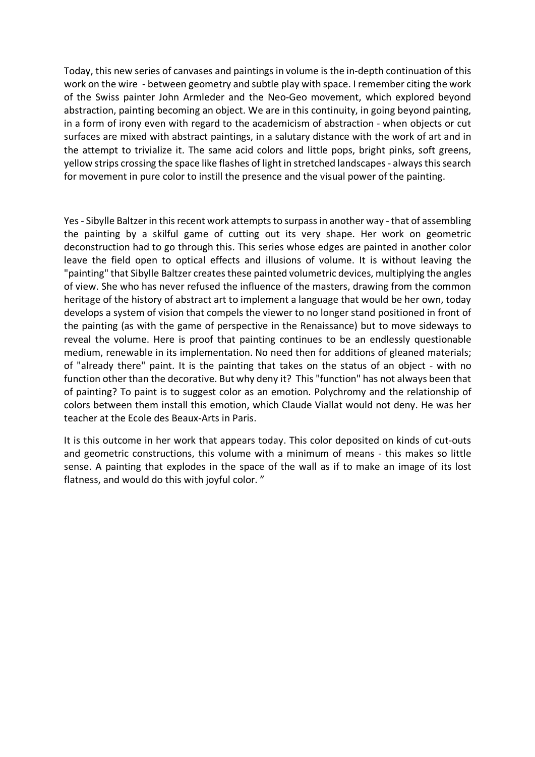Today, this new series of canvases and paintings in volume is the in-depth continuation of this work on the wire - between geometry and subtle play with space. I remember citing the work of the Swiss painter John Armleder and the Neo-Geo movement, which explored beyond abstraction, painting becoming an object. We are in this continuity, in going beyond painting, in a form of irony even with regard to the academicism of abstraction - when objects or cut surfaces are mixed with abstract paintings, in a salutary distance with the work of art and in the attempt to trivialize it. The same acid colors and little pops, bright pinks, soft greens, yellow strips crossing the space like flashes of light in stretched landscapes - always this search for movement in pure color to instill the presence and the visual power of the painting.

Yes - Sibylle Baltzer in this recent work attempts to surpass in another way - that of assembling the painting by a skilful game of cutting out its very shape. Her work on geometric deconstruction had to go through this. This series whose edges are painted in another color leave the field open to optical effects and illusions of volume. It is without leaving the "painting" that Sibylle Baltzer creates these painted volumetric devices, multiplying the angles of view. She who has never refused the influence of the masters, drawing from the common heritage of the history of abstract art to implement a language that would be her own, today develops a system of vision that compels the viewer to no longer stand positioned in front of the painting (as with the game of perspective in the Renaissance) but to move sideways to reveal the volume. Here is proof that painting continues to be an endlessly questionable medium, renewable in its implementation. No need then for additions of gleaned materials; of "already there" paint. It is the painting that takes on the status of an object - with no function other than the decorative. But why deny it? This "function" has not always been that of painting? To paint is to suggest color as an emotion. Polychromy and the relationship of colors between them install this emotion, which Claude Viallat would not deny. He was her teacher at the Ecole des Beaux-Arts in Paris.

It is this outcome in her work that appears today. This color deposited on kinds of cut-outs and geometric constructions, this volume with a minimum of means - this makes so little sense. A painting that explodes in the space of the wall as if to make an image of its lost flatness, and would do this with joyful color. "